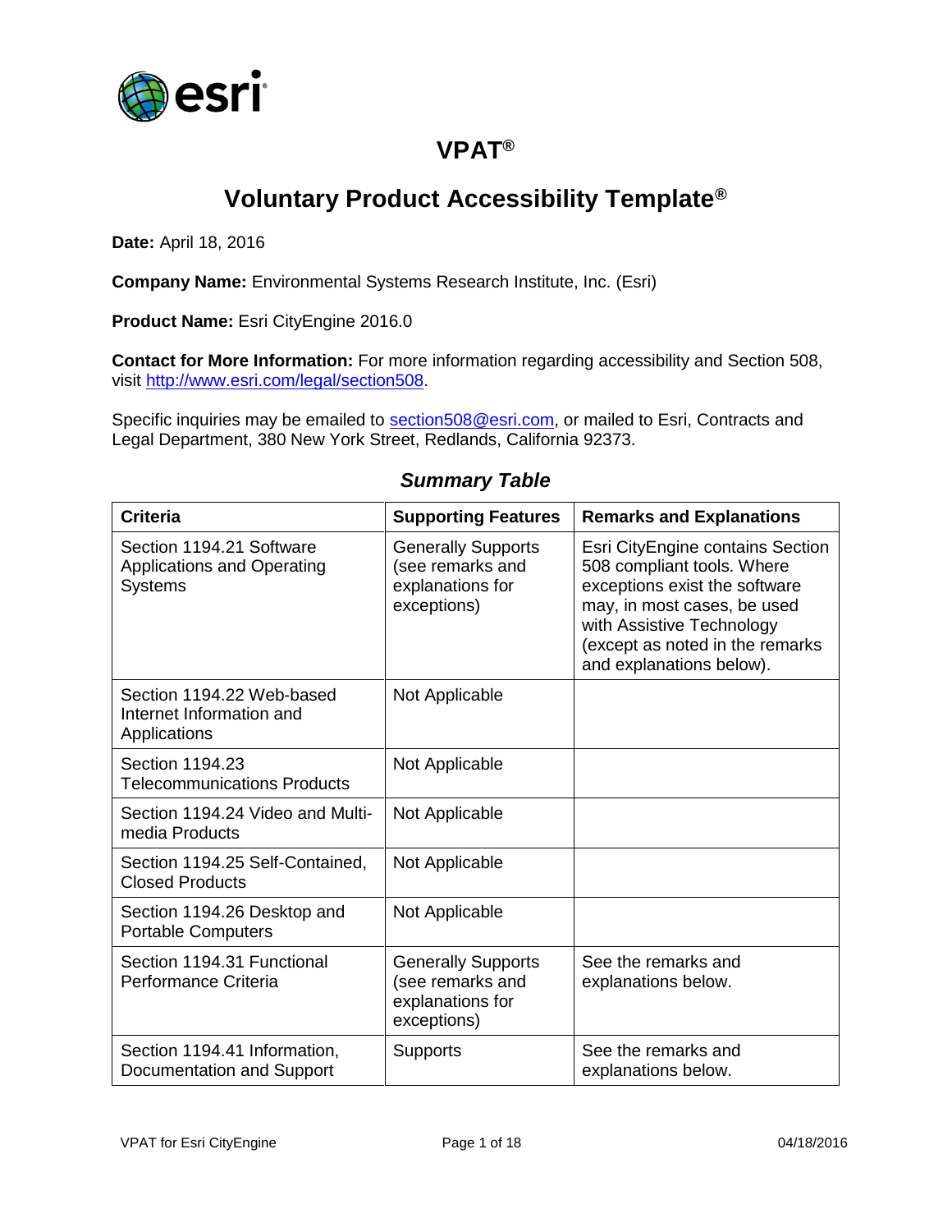# VPAT®

## Voluntary Product Accessibility Template®

**Date:** April 18, 2016

**Company Name:** Environmental Systems Research Institute, Inc. (Esri)

**Product Name:** Esri CityEngine 2016.0

**Contact for More Information:** For more information regarding accessibility and Section 508, visit http://www.esri.com/legal/section508.

Specific inquiries may be emailed to section508@esri.com, or mailed to Esri, Contracts and Legal Department, 380 New York Street, Redlands, California 92373.

### *Summary Table*

| Criteria | Supporting Features | Remarks and Explanations |
|---|---|---|
| Section 1194.21 Software Applications and Operating Systems | Generally Supports (see remarks and explanations for exceptions) | Esri CityEngine contains Section 508 compliant tools. Where exceptions exist the software may, in most cases, be used with Assistive Technology (except as noted in the remarks and explanations below). |
| Section 1194.22 Web-based Internet Information and Applications | Not Applicable | |
| Section 1194.23 Telecommunications Products | Not Applicable | |
| Section 1194.24 Video and Multi-media Products | Not Applicable | |
| Section 1194.25 Self-Contained, Closed Products | Not Applicable | |
| Section 1194.26 Desktop and Portable Computers | Not Applicable | |
| Section 1194.31 Functional Performance Criteria | Generally Supports (see remarks and explanations for exceptions) | See the remarks and explanations below. |
| Section 1194.41 Information, Documentation and Support | Supports | See the remarks and explanations below. |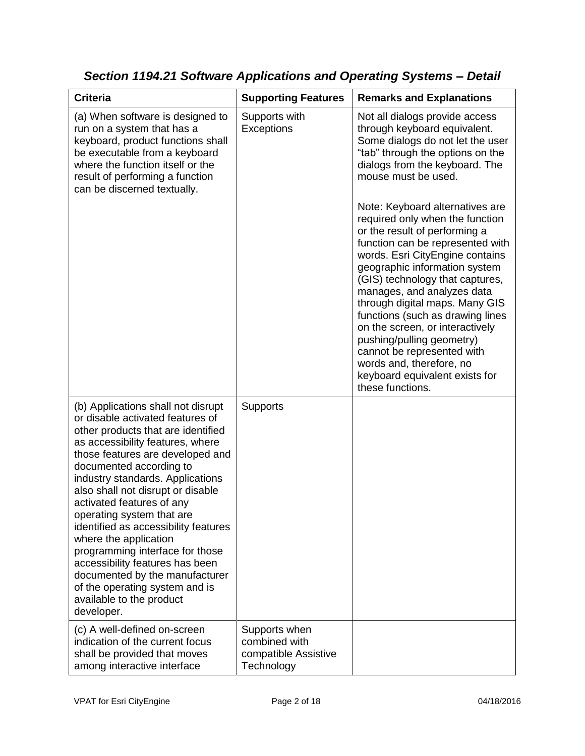## *Section 1194.21 Software Applications and Operating Systems – Detail*

| Criteria | Supporting Features | Remarks and Explanations |
|---|---|---|
| (a) When software is designed to run on a system that has a keyboard, product functions shall be executable from a keyboard where the function itself or the result of performing a function can be discerned textually. | Supports with Exceptions | Not all dialogs provide access through keyboard equivalent. Some dialogs do not let the user "tab" through the options on the dialogs from the keyboard. The mouse must be used.<br><br>Note: Keyboard alternatives are required only when the function or the result of performing a function can be represented with words. Esri CityEngine contains geographic information system (GIS) technology that captures, manages, and analyzes data through digital maps. Many GIS functions (such as drawing lines on the screen, or interactively pushing/pulling geometry) cannot be represented with words and, therefore, no keyboard equivalent exists for these functions. |
| (b) Applications shall not disrupt or disable activated features of other products that are identified as accessibility features, where those features are developed and documented according to industry standards. Applications also shall not disrupt or disable activated features of any operating system that are identified as accessibility features where the application programming interface for those accessibility features has been documented by the manufacturer of the operating system and is available to the product developer. | Supports | |
| (c) A well-defined on-screen indication of the current focus shall be provided that moves among interactive interface | Supports when combined with compatible Assistive Technology | |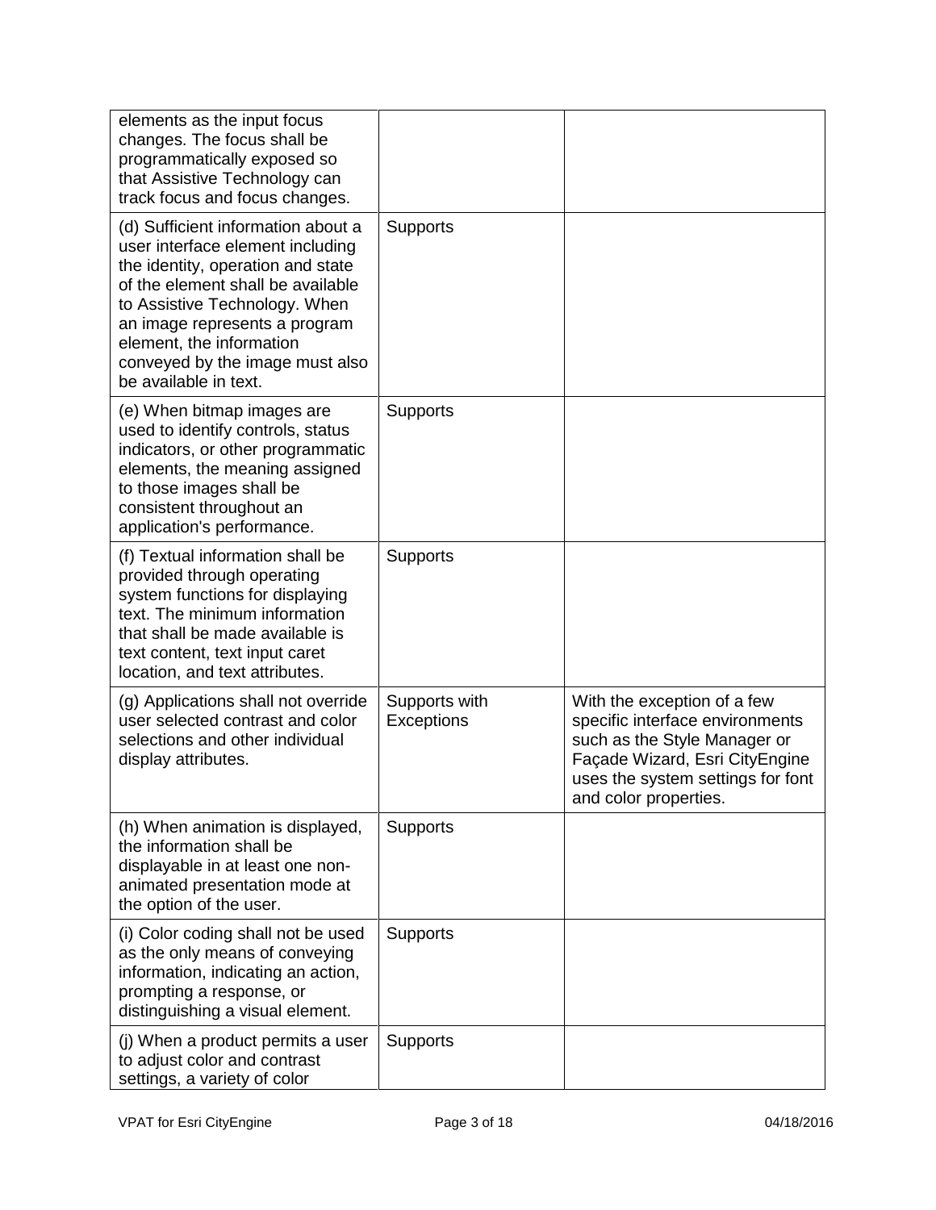| | | |
|---|---|---|
| elements as the input focus changes. The focus shall be programmatically exposed so that Assistive Technology can track focus and focus changes. | | |
| (d) Sufficient information about a user interface element including the identity, operation and state of the element shall be available to Assistive Technology. When an image represents a program element, the information conveyed by the image must also be available in text. | Supports | |
| (e) When bitmap images are used to identify controls, status indicators, or other programmatic elements, the meaning assigned to those images shall be consistent throughout an application's performance. | Supports | |
| (f) Textual information shall be provided through operating system functions for displaying text. The minimum information that shall be made available is text content, text input caret location, and text attributes. | Supports | |
| (g) Applications shall not override user selected contrast and color selections and other individual display attributes. | Supports with Exceptions | With the exception of a few specific interface environments such as the Style Manager or Façade Wizard, Esri CityEngine uses the system settings for font and color properties. |
| (h) When animation is displayed, the information shall be displayable in at least one non-animated presentation mode at the option of the user. | Supports | |
| (i) Color coding shall not be used as the only means of conveying information, indicating an action, prompting a response, or distinguishing a visual element. | Supports | |
| (j) When a product permits a user to adjust color and contrast settings, a variety of color | Supports | |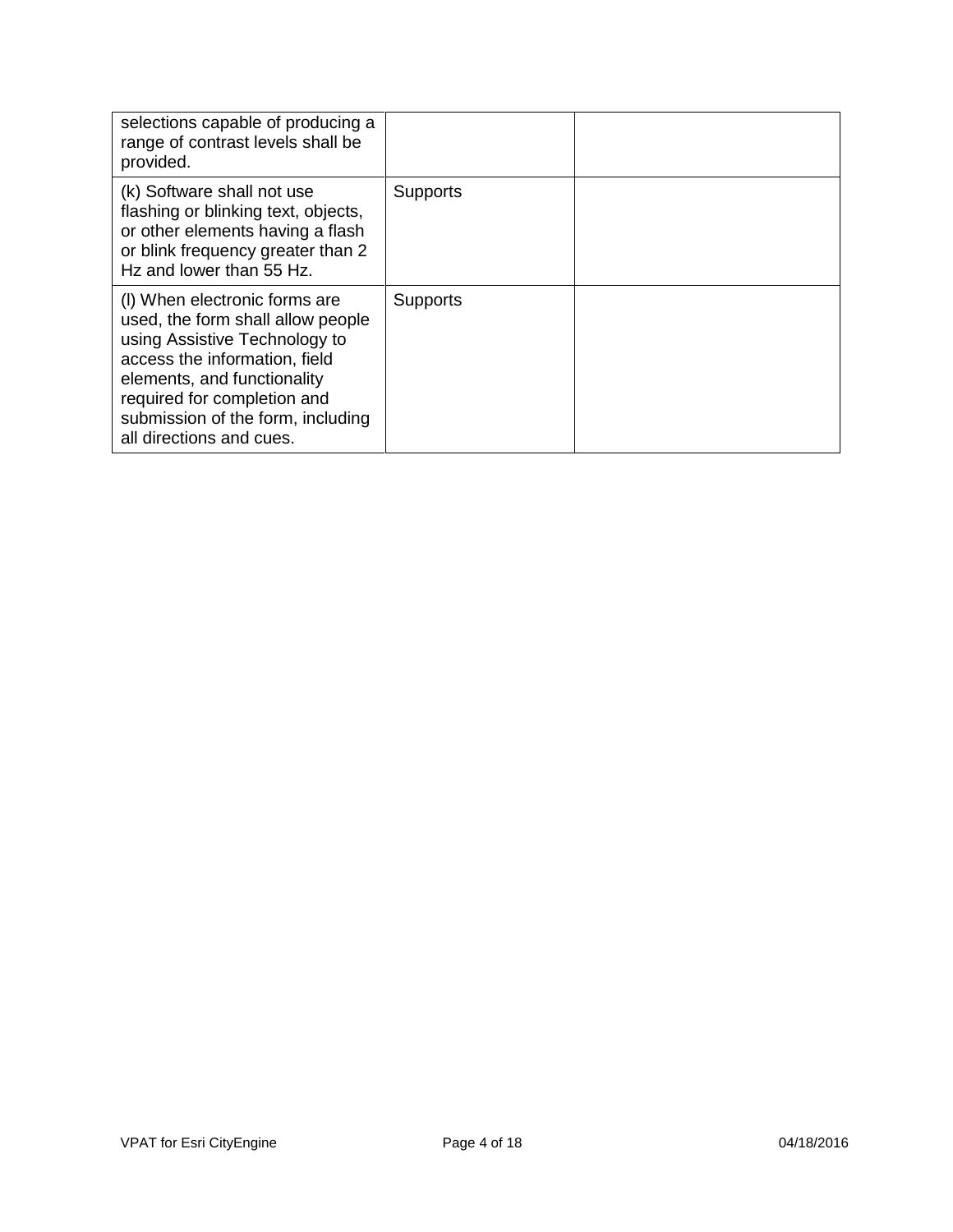| | | |
|---|---|---|
| selections capable of producing a range of contrast levels shall be provided. | | |
| (k) Software shall not use flashing or blinking text, objects, or other elements having a flash or blink frequency greater than 2 Hz and lower than 55 Hz. | Supports | |
| (l) When electronic forms are used, the form shall allow people using Assistive Technology to access the information, field elements, and functionality required for completion and submission of the form, including all directions and cues. | Supports | |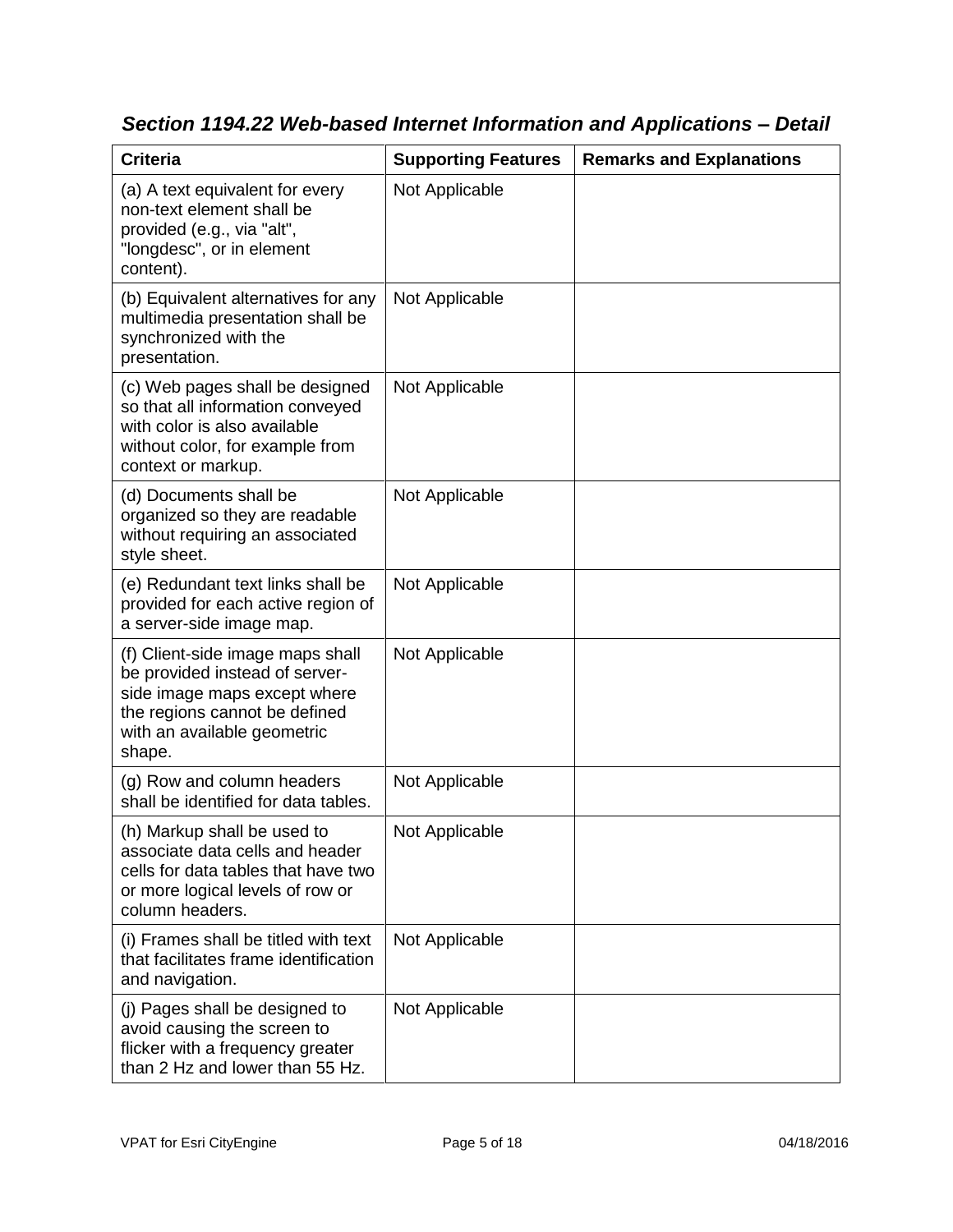## *Section 1194.22 Web-based Internet Information and Applications – Detail*

| Criteria | Supporting Features | Remarks and Explanations |
|---|---|---|
| (a) A text equivalent for every non-text element shall be provided (e.g., via "alt", "longdesc", or in element content). | Not Applicable | |
| (b) Equivalent alternatives for any multimedia presentation shall be synchronized with the presentation. | Not Applicable | |
| (c) Web pages shall be designed so that all information conveyed with color is also available without color, for example from context or markup. | Not Applicable | |
| (d) Documents shall be organized so they are readable without requiring an associated style sheet. | Not Applicable | |
| (e) Redundant text links shall be provided for each active region of a server-side image map. | Not Applicable | |
| (f) Client-side image maps shall be provided instead of server-side image maps except where the regions cannot be defined with an available geometric shape. | Not Applicable | |
| (g) Row and column headers shall be identified for data tables. | Not Applicable | |
| (h) Markup shall be used to associate data cells and header cells for data tables that have two or more logical levels of row or column headers. | Not Applicable | |
| (i) Frames shall be titled with text that facilitates frame identification and navigation. | Not Applicable | |
| (j) Pages shall be designed to avoid causing the screen to flicker with a frequency greater than 2 Hz and lower than 55 Hz. | Not Applicable | |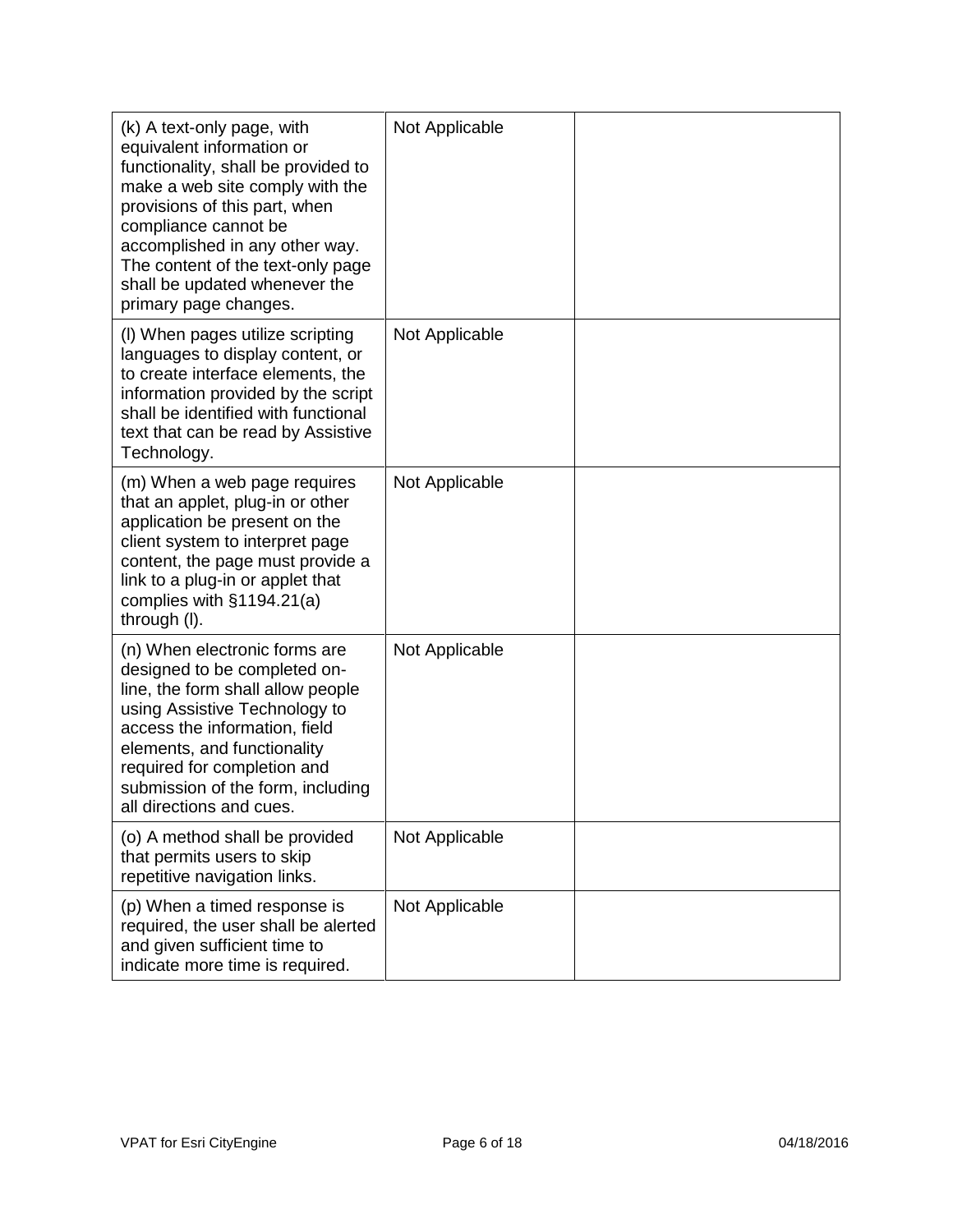| | | |
|---|---|---|
| (k) A text-only page, with equivalent information or functionality, shall be provided to make a web site comply with the provisions of this part, when compliance cannot be accomplished in any other way. The content of the text-only page shall be updated whenever the primary page changes. | Not Applicable | |
| (l) When pages utilize scripting languages to display content, or to create interface elements, the information provided by the script shall be identified with functional text that can be read by Assistive Technology. | Not Applicable | |
| (m) When a web page requires that an applet, plug-in or other application be present on the client system to interpret page content, the page must provide a link to a plug-in or applet that complies with §1194.21(a) through (l). | Not Applicable | |
| (n) When electronic forms are designed to be completed on-line, the form shall allow people using Assistive Technology to access the information, field elements, and functionality required for completion and submission of the form, including all directions and cues. | Not Applicable | |
| (o) A method shall be provided that permits users to skip repetitive navigation links. | Not Applicable | |
| (p) When a timed response is required, the user shall be alerted and given sufficient time to indicate more time is required. | Not Applicable | |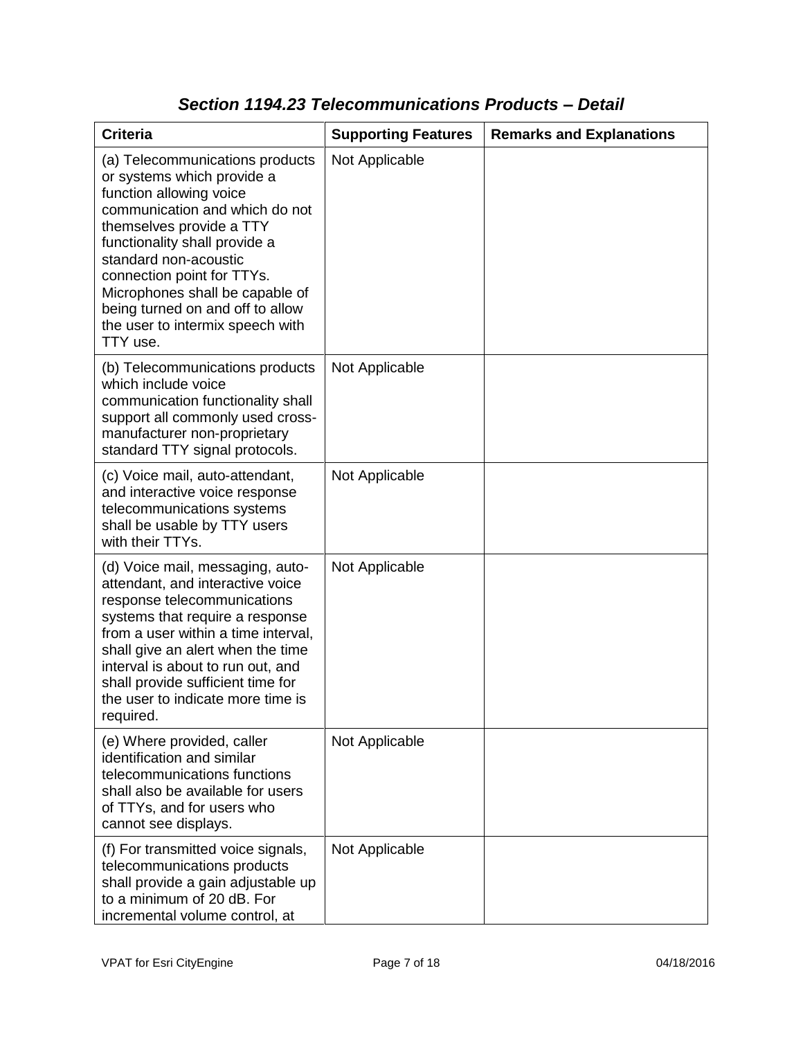## *Section 1194.23 Telecommunications Products – Detail*

| Criteria | Supporting Features | Remarks and Explanations |
|---|---|---|
| (a) Telecommunications products or systems which provide a function allowing voice communication and which do not themselves provide a TTY functionality shall provide a standard non-acoustic connection point for TTYs. Microphones shall be capable of being turned on and off to allow the user to intermix speech with TTY use. | Not Applicable | |
| (b) Telecommunications products which include voice communication functionality shall support all commonly used cross-manufacturer non-proprietary standard TTY signal protocols. | Not Applicable | |
| (c) Voice mail, auto-attendant, and interactive voice response telecommunications systems shall be usable by TTY users with their TTYs. | Not Applicable | |
| (d) Voice mail, messaging, auto-attendant, and interactive voice response telecommunications systems that require a response from a user within a time interval, shall give an alert when the time interval is about to run out, and shall provide sufficient time for the user to indicate more time is required. | Not Applicable | |
| (e) Where provided, caller identification and similar telecommunications functions shall also be available for users of TTYs, and for users who cannot see displays. | Not Applicable | |
| (f) For transmitted voice signals, telecommunications products shall provide a gain adjustable up to a minimum of 20 dB. For incremental volume control, at | Not Applicable | |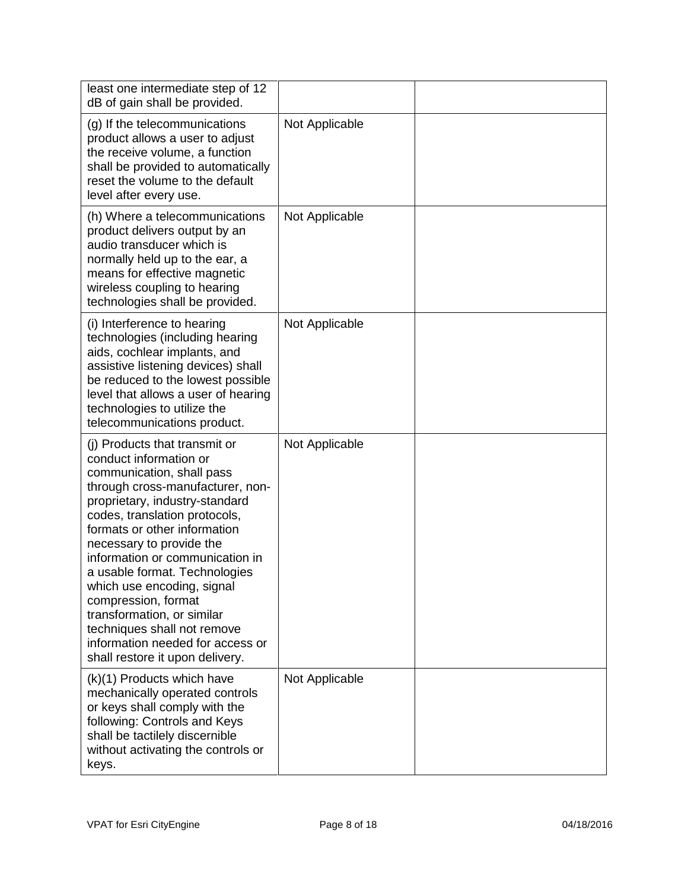| | | |
|---|---|---|
| least one intermediate step of 12 dB of gain shall be provided. | | |
| (g) If the telecommunications product allows a user to adjust the receive volume, a function shall be provided to automatically reset the volume to the default level after every use. | Not Applicable | |
| (h) Where a telecommunications product delivers output by an audio transducer which is normally held up to the ear, a means for effective magnetic wireless coupling to hearing technologies shall be provided. | Not Applicable | |
| (i) Interference to hearing technologies (including hearing aids, cochlear implants, and assistive listening devices) shall be reduced to the lowest possible level that allows a user of hearing technologies to utilize the telecommunications product. | Not Applicable | |
| (j) Products that transmit or conduct information or communication, shall pass through cross-manufacturer, non-proprietary, industry-standard codes, translation protocols, formats or other information necessary to provide the information or communication in a usable format. Technologies which use encoding, signal compression, format transformation, or similar techniques shall not remove information needed for access or shall restore it upon delivery. | Not Applicable | |
| (k)(1) Products which have mechanically operated controls or keys shall comply with the following: Controls and Keys shall be tactilely discernible without activating the controls or keys. | Not Applicable | |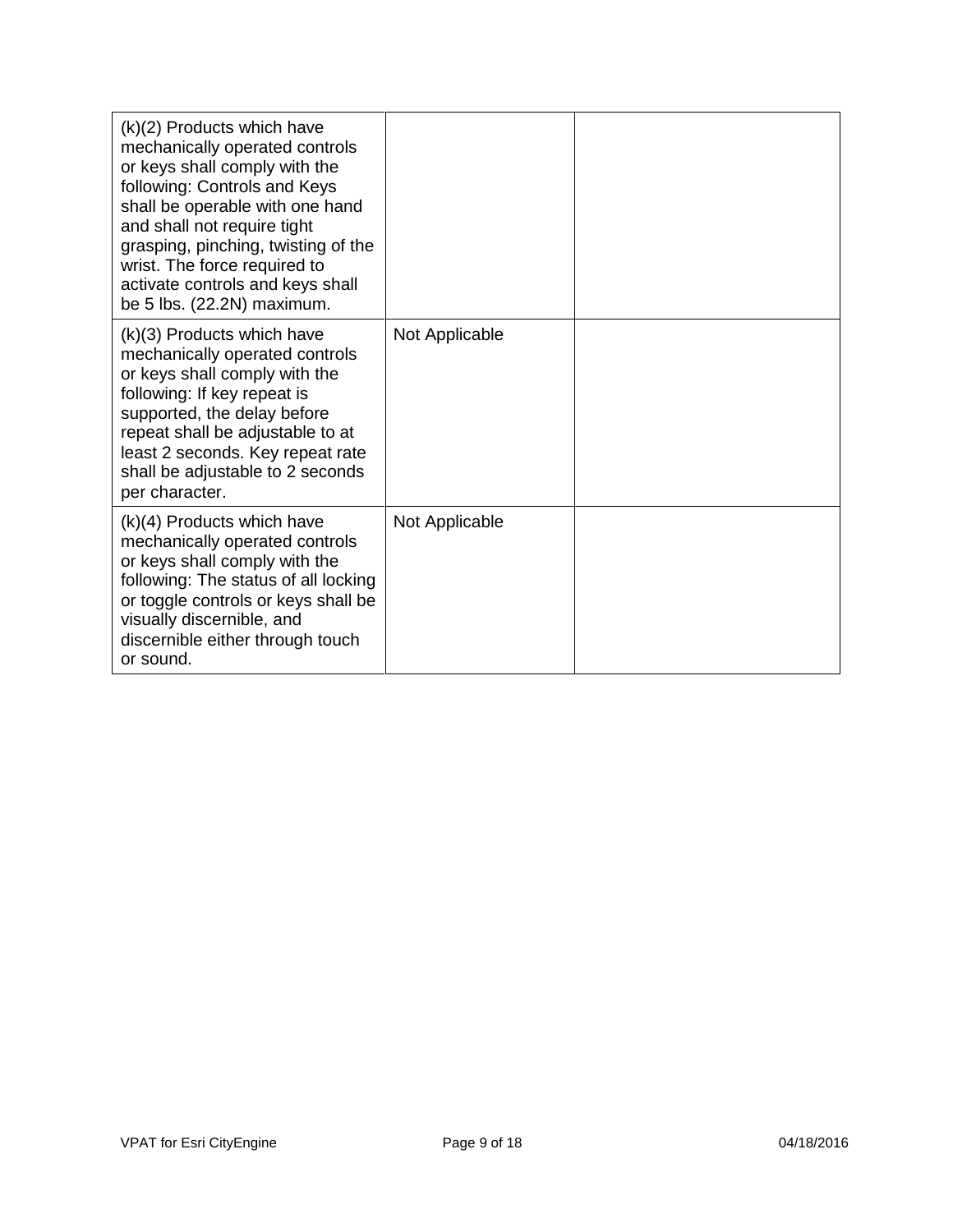| | | |
|---|---|---|
| (k)(2) Products which have mechanically operated controls or keys shall comply with the following: Controls and Keys shall be operable with one hand and shall not require tight grasping, pinching, twisting of the wrist. The force required to activate controls and keys shall be 5 lbs. (22.2N) maximum. | | |
| (k)(3) Products which have mechanically operated controls or keys shall comply with the following: If key repeat is supported, the delay before repeat shall be adjustable to at least 2 seconds. Key repeat rate shall be adjustable to 2 seconds per character. | Not Applicable | |
| (k)(4) Products which have mechanically operated controls or keys shall comply with the following: The status of all locking or toggle controls or keys shall be visually discernible, and discernible either through touch or sound. | Not Applicable | |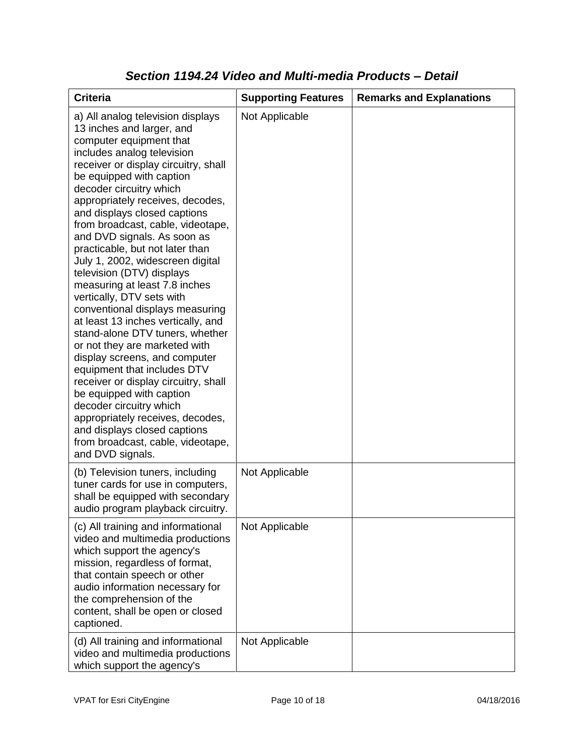### *Section 1194.24 Video and Multi-media Products – Detail*

| Criteria | Supporting Features | Remarks and Explanations |
|---|---|---|
| a) All analog television displays 13 inches and larger, and computer equipment that includes analog television receiver or display circuitry, shall be equipped with caption decoder circuitry which appropriately receives, decodes, and displays closed captions from broadcast, cable, videotape, and DVD signals. As soon as practicable, but not later than July 1, 2002, widescreen digital television (DTV) displays measuring at least 7.8 inches vertically, DTV sets with conventional displays measuring at least 13 inches vertically, and stand-alone DTV tuners, whether or not they are marketed with display screens, and computer equipment that includes DTV receiver or display circuitry, shall be equipped with caption decoder circuitry which appropriately receives, decodes, and displays closed captions from broadcast, cable, videotape, and DVD signals. | Not Applicable | |
| (b) Television tuners, including tuner cards for use in computers, shall be equipped with secondary audio program playback circuitry. | Not Applicable | |
| (c) All training and informational video and multimedia productions which support the agency's mission, regardless of format, that contain speech or other audio information necessary for the comprehension of the content, shall be open or closed captioned. | Not Applicable | |
| (d) All training and informational video and multimedia productions which support the agency's | Not Applicable | |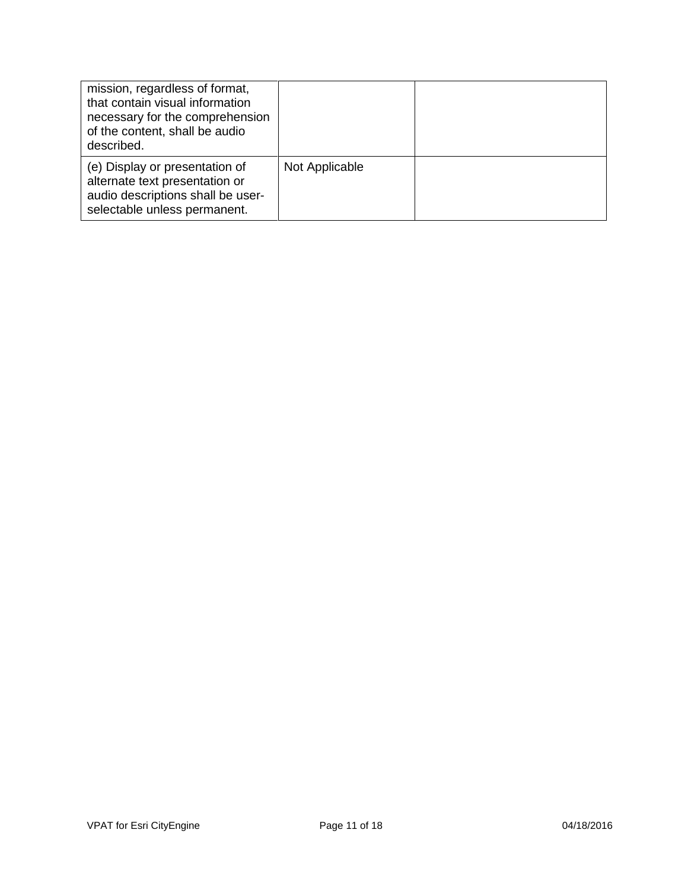| | | |
|---|---|---|
| mission, regardless of format, that contain visual information necessary for the comprehension of the content, shall be audio described. | | |
| (e) Display or presentation of alternate text presentation or audio descriptions shall be user-selectable unless permanent. | Not Applicable | |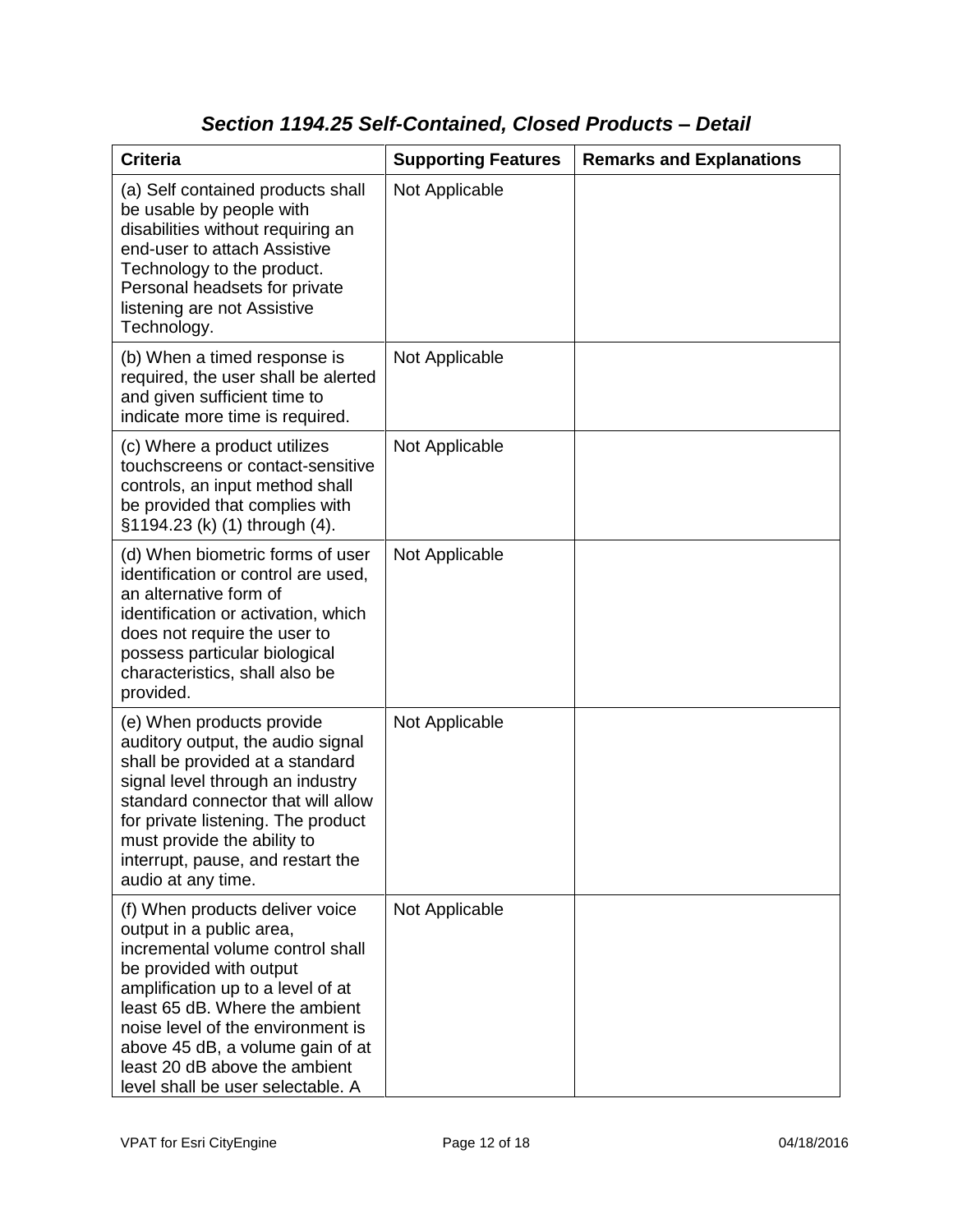## *Section 1194.25 Self-Contained, Closed Products – Detail*

| Criteria | Supporting Features | Remarks and Explanations |
|---|---|---|
| (a) Self contained products shall be usable by people with disabilities without requiring an end-user to attach Assistive Technology to the product. Personal headsets for private listening are not Assistive Technology. | Not Applicable | |
| (b) When a timed response is required, the user shall be alerted and given sufficient time to indicate more time is required. | Not Applicable | |
| (c) Where a product utilizes touchscreens or contact-sensitive controls, an input method shall be provided that complies with §1194.23 (k) (1) through (4). | Not Applicable | |
| (d) When biometric forms of user identification or control are used, an alternative form of identification or activation, which does not require the user to possess particular biological characteristics, shall also be provided. | Not Applicable | |
| (e) When products provide auditory output, the audio signal shall be provided at a standard signal level through an industry standard connector that will allow for private listening. The product must provide the ability to interrupt, pause, and restart the audio at any time. | Not Applicable | |
| (f) When products deliver voice output in a public area, incremental volume control shall be provided with output amplification up to a level of at least 65 dB. Where the ambient noise level of the environment is above 45 dB, a volume gain of at least 20 dB above the ambient level shall be user selectable. A | Not Applicable | |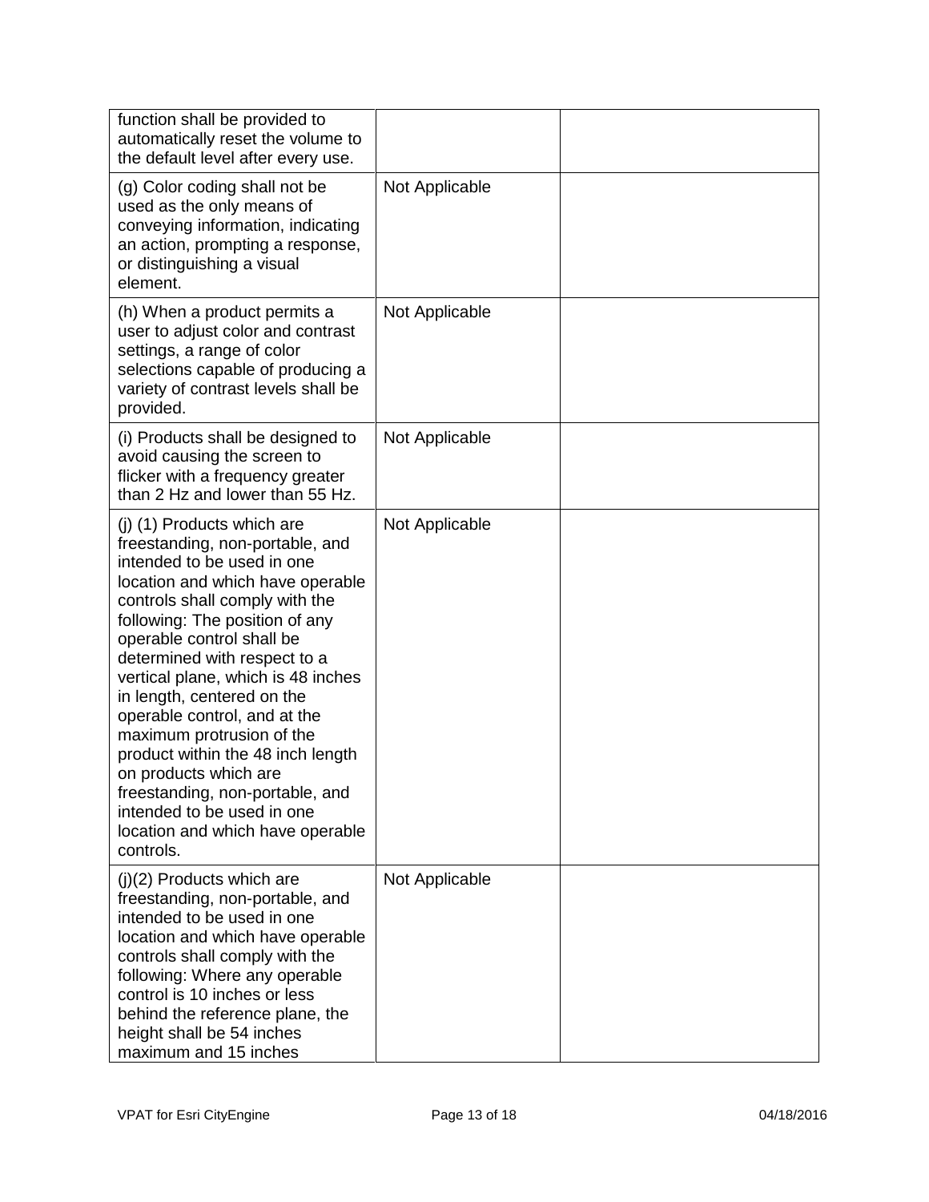| | | |
|---|---|---|
| function shall be provided to automatically reset the volume to the default level after every use. | | |
| (g) Color coding shall not be used as the only means of conveying information, indicating an action, prompting a response, or distinguishing a visual element. | Not Applicable | |
| (h) When a product permits a user to adjust color and contrast settings, a range of color selections capable of producing a variety of contrast levels shall be provided. | Not Applicable | |
| (i) Products shall be designed to avoid causing the screen to flicker with a frequency greater than 2 Hz and lower than 55 Hz. | Not Applicable | |
| (j) (1) Products which are freestanding, non-portable, and intended to be used in one location and which have operable controls shall comply with the following: The position of any operable control shall be determined with respect to a vertical plane, which is 48 inches in length, centered on the operable control, and at the maximum protrusion of the product within the 48 inch length on products which are freestanding, non-portable, and intended to be used in one location and which have operable controls. | Not Applicable | |
| (j)(2) Products which are freestanding, non-portable, and intended to be used in one location and which have operable controls shall comply with the following: Where any operable control is 10 inches or less behind the reference plane, the height shall be 54 inches maximum and 15 inches | Not Applicable | |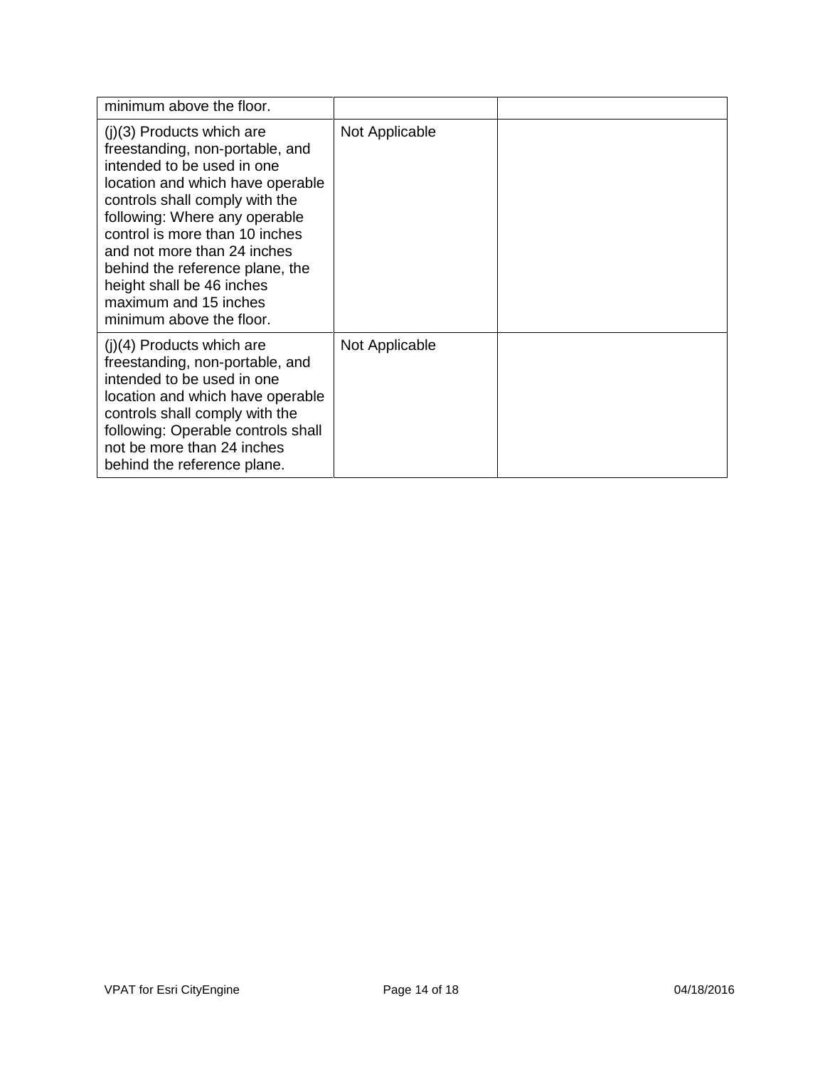| | | |
|---|---|---|
| minimum above the floor. | | |
| (j)(3) Products which are freestanding, non-portable, and intended to be used in one location and which have operable controls shall comply with the following: Where any operable control is more than 10 inches and not more than 24 inches behind the reference plane, the height shall be 46 inches maximum and 15 inches minimum above the floor. | Not Applicable | |
| (j)(4) Products which are freestanding, non-portable, and intended to be used in one location and which have operable controls shall comply with the following: Operable controls shall not be more than 24 inches behind the reference plane. | Not Applicable | |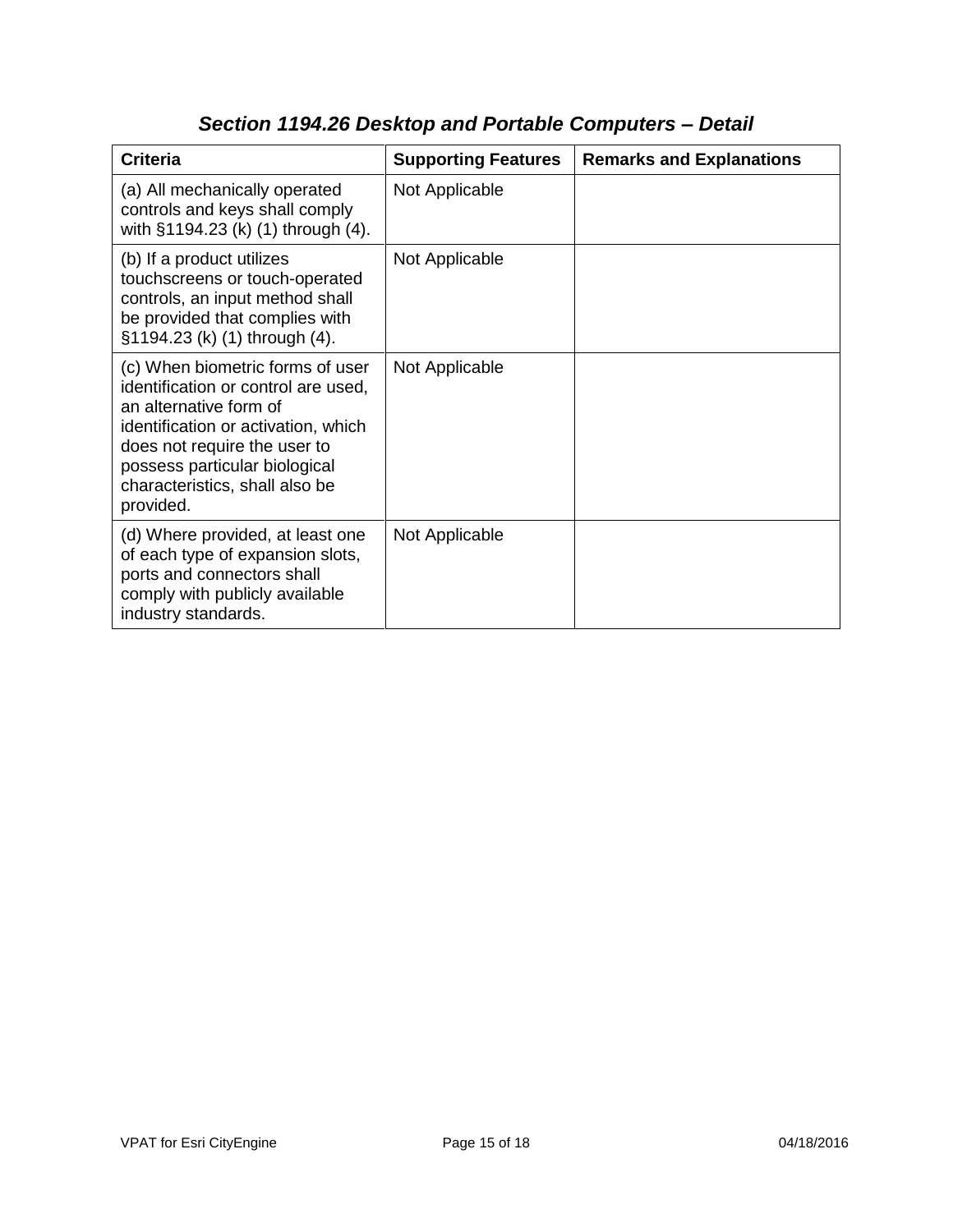## *Section 1194.26 Desktop and Portable Computers – Detail*

| Criteria | Supporting Features | Remarks and Explanations |
|---|---|---|
| (a) All mechanically operated controls and keys shall comply with §1194.23 (k) (1) through (4). | Not Applicable | |
| (b) If a product utilizes touchscreens or touch-operated controls, an input method shall be provided that complies with §1194.23 (k) (1) through (4). | Not Applicable | |
| (c) When biometric forms of user identification or control are used, an alternative form of identification or activation, which does not require the user to possess particular biological characteristics, shall also be provided. | Not Applicable | |
| (d) Where provided, at least one of each type of expansion slots, ports and connectors shall comply with publicly available industry standards. | Not Applicable | |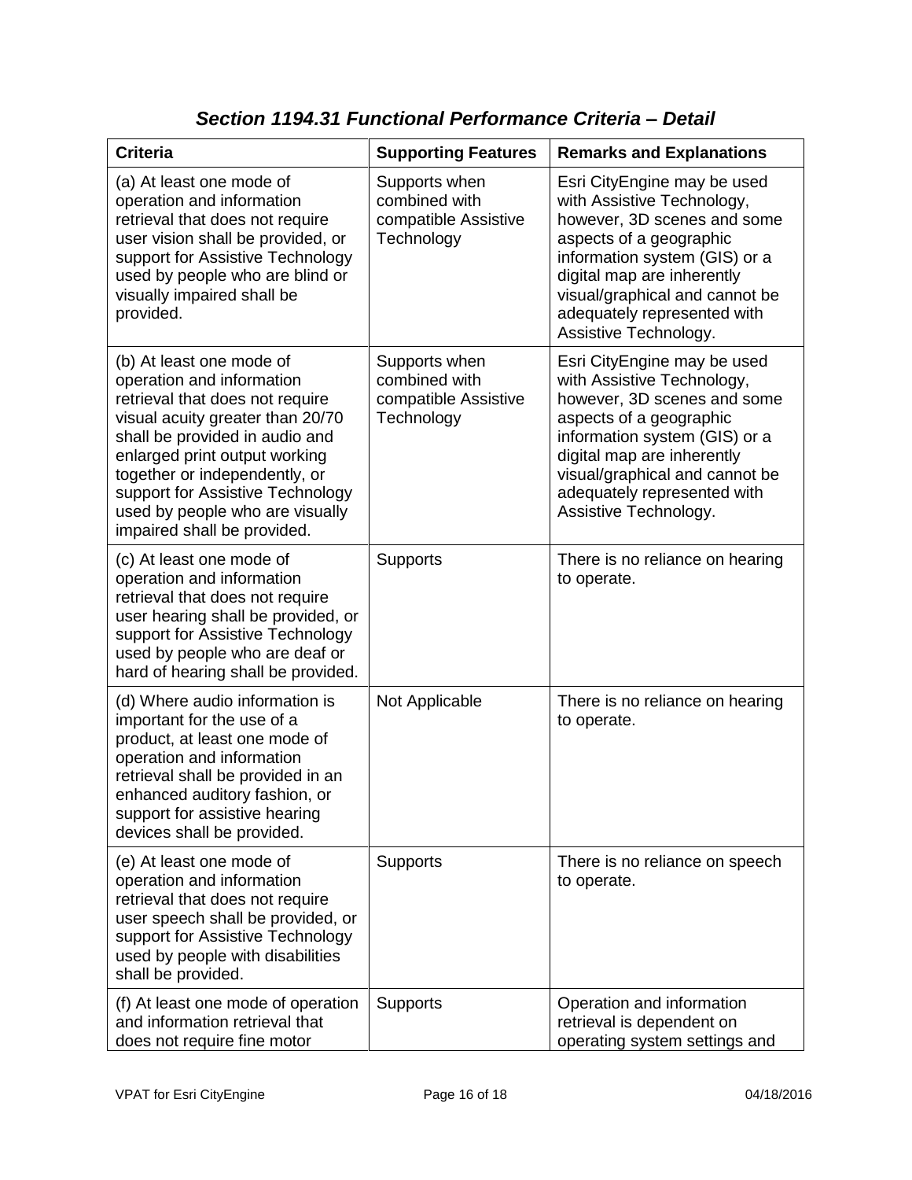### *Section 1194.31 Functional Performance Criteria – Detail*

| Criteria | Supporting Features | Remarks and Explanations |
|---|---|---|
| (a) At least one mode of operation and information retrieval that does not require user vision shall be provided, or support for Assistive Technology used by people who are blind or visually impaired shall be provided. | Supports when combined with compatible Assistive Technology | Esri CityEngine may be used with Assistive Technology, however, 3D scenes and some aspects of a geographic information system (GIS) or a digital map are inherently visual/graphical and cannot be adequately represented with Assistive Technology. |
| (b) At least one mode of operation and information retrieval that does not require visual acuity greater than 20/70 shall be provided in audio and enlarged print output working together or independently, or support for Assistive Technology used by people who are visually impaired shall be provided. | Supports when combined with compatible Assistive Technology | Esri CityEngine may be used with Assistive Technology, however, 3D scenes and some aspects of a geographic information system (GIS) or a digital map are inherently visual/graphical and cannot be adequately represented with Assistive Technology. |
| (c) At least one mode of operation and information retrieval that does not require user hearing shall be provided, or support for Assistive Technology used by people who are deaf or hard of hearing shall be provided. | Supports | There is no reliance on hearing to operate. |
| (d) Where audio information is important for the use of a product, at least one mode of operation and information retrieval shall be provided in an enhanced auditory fashion, or support for assistive hearing devices shall be provided. | Not Applicable | There is no reliance on hearing to operate. |
| (e) At least one mode of operation and information retrieval that does not require user speech shall be provided, or support for Assistive Technology used by people with disabilities shall be provided. | Supports | There is no reliance on speech to operate. |
| (f) At least one mode of operation and information retrieval that does not require fine motor | Supports | Operation and information retrieval is dependent on operating system settings and |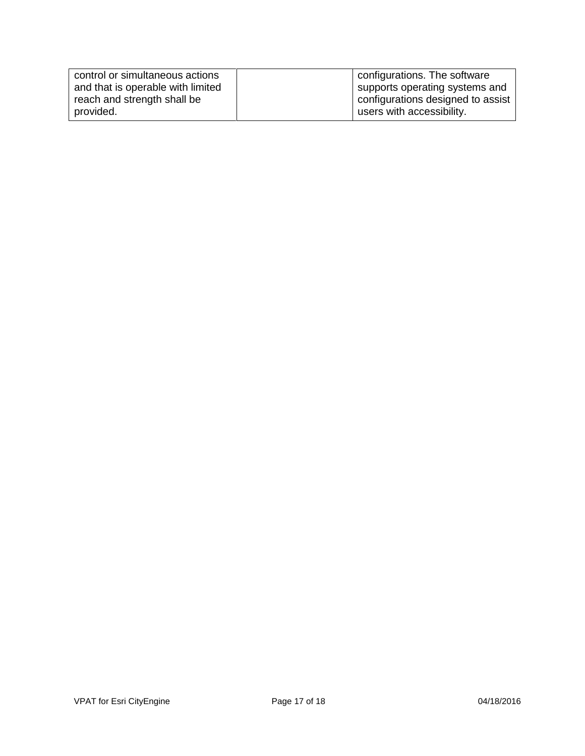| | | |
|---|---|---|
| control or simultaneous actions and that is operable with limited reach and strength shall be provided. | | configurations. The software supports operating systems and configurations designed to assist users with accessibility. |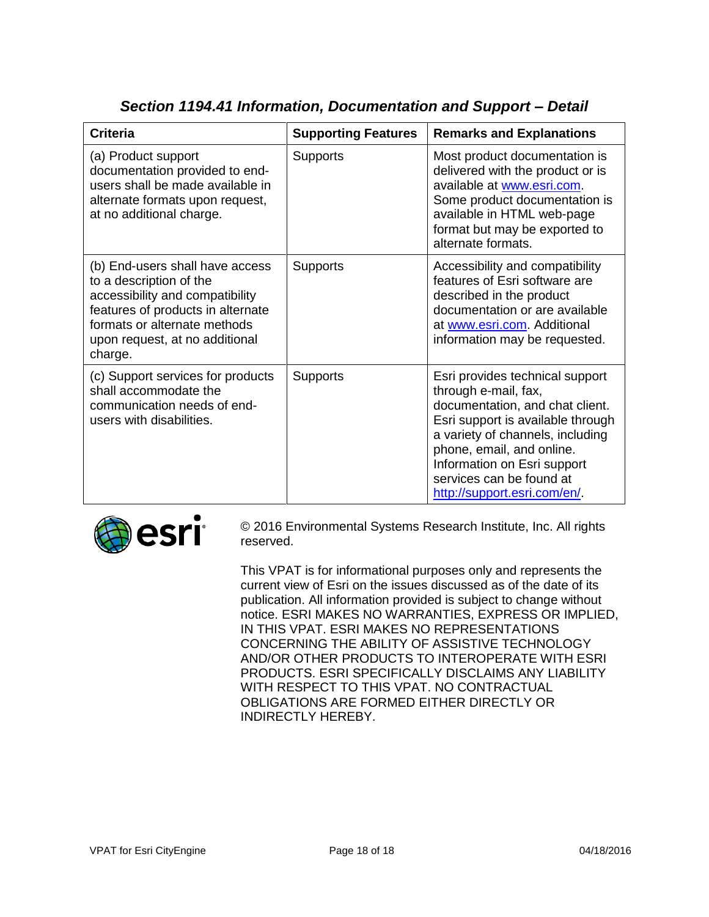### *Section 1194.41 Information, Documentation and Support – Detail*

| Criteria | Supporting Features | Remarks and Explanations |
|---|---|---|
| (a) Product support documentation provided to end-users shall be made available in alternate formats upon request, at no additional charge. | Supports | Most product documentation is delivered with the product or is available at [www.esri.com](http://www.esri.com). Some product documentation is available in HTML web-page format but may be exported to alternate formats. |
| (b) End-users shall have access to a description of the accessibility and compatibility features of products in alternate formats or alternate methods upon request, at no additional charge. | Supports | Accessibility and compatibility features of Esri software are described in the product documentation or are available at [www.esri.com](http://www.esri.com). Additional information may be requested. |
| (c) Support services for products shall accommodate the communication needs of end-users with disabilities. | Supports | Esri provides technical support through e-mail, fax, documentation, and chat client. Esri support is available through a variety of channels, including phone, email, and online. Information on Esri support services can be found at [http://support.esri.com/en/](http://support.esri.com/en/). |

esri

© 2016 Environmental Systems Research Institute, Inc. All rights reserved.

This VPAT is for informational purposes only and represents the current view of Esri on the issues discussed as of the date of its publication. All information provided is subject to change without notice. ESRI MAKES NO WARRANTIES, EXPRESS OR IMPLIED, IN THIS VPAT. ESRI MAKES NO REPRESENTATIONS CONCERNING THE ABILITY OF ASSISTIVE TECHNOLOGY AND/OR OTHER PRODUCTS TO INTEROPERATE WITH ESRI PRODUCTS. ESRI SPECIFICALLY DISCLAIMS ANY LIABILITY WITH RESPECT TO THIS VPAT. NO CONTRACTUAL OBLIGATIONS ARE FORMED EITHER DIRECTLY OR INDIRECTLY HEREBY.